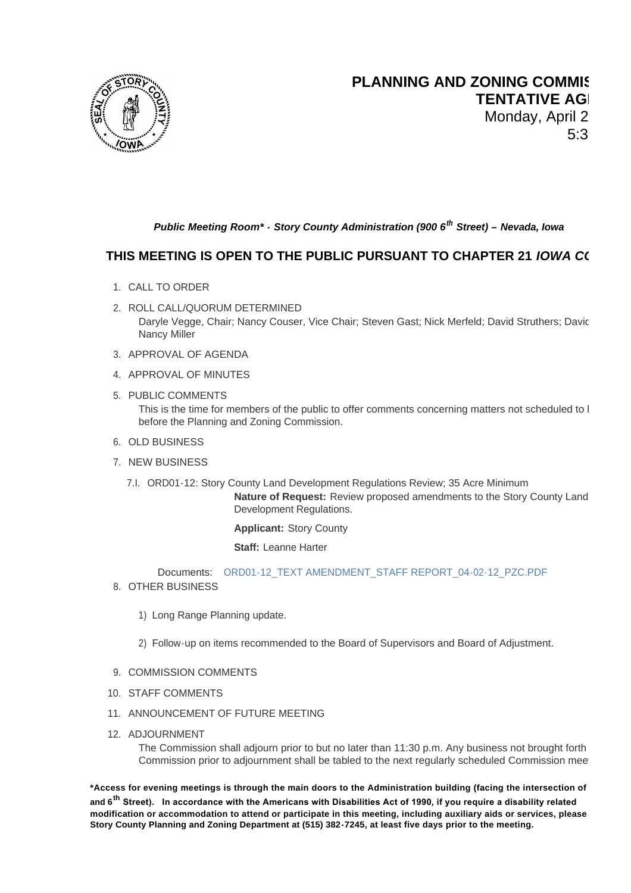# PLANNING AND ZONING COMMIS
## TENTATIVE AG

Monday, April 2
5:3

***Public Meeting Room\* - Story County Administration (900 6th Street) – Nevada, Iowa***

**THIS MEETING IS OPEN TO THE PUBLIC PURSUANT TO CHAPTER 21 *IOWA C***

1. CALL TO ORDER
2. ROLL CALL/QUORUM DETERMINED
   Daryle Vegge, Chair; Nancy Couser, Vice Chair; Steven Gast; Nick Merfeld; David Struthers; Davic Nancy Miller
3. APPROVAL OF AGENDA
4. APPROVAL OF MINUTES
5. PUBLIC COMMENTS
   This is the time for members of the public to offer comments concerning matters not scheduled to l before the Planning and Zoning Commission.
6. OLD BUSINESS
7. NEW BUSINESS
   - 7.I. ORD01-12: Story County Land Development Regulations Review; 35 Acre Minimum

     **Nature of Request:** Review proposed amendments to the Story County Land Development Regulations.

     **Applicant:** Story County

     **Staff:** Leanne Harter

     Documents: ORD01-12_TEXT AMENDMENT_STAFF REPORT_04-02-12_PZC.PDF
8. OTHER BUSINESS
   1) Long Range Planning update.
   2) Follow-up on items recommended to the Board of Supervisors and Board of Adjustment.
9. COMMISSION COMMENTS
10. STAFF COMMENTS
11. ANNOUNCEMENT OF FUTURE MEETING
12. ADJOURNMENT
    The Commission shall adjourn prior to but no later than 11:30 p.m. Any business not brought forth Commission prior to adjournment shall be tabled to the next regularly scheduled Commission mee

**\*Access for evening meetings is through the main doors to the Administration building (facing the intersection of and 6th Street). In accordance with the Americans with Disabilities Act of 1990, if you require a disability related modification or accommodation to attend or participate in this meeting, including auxiliary aids or services, please Story County Planning and Zoning Department at (515) 382-7245, at least five days prior to the meeting.**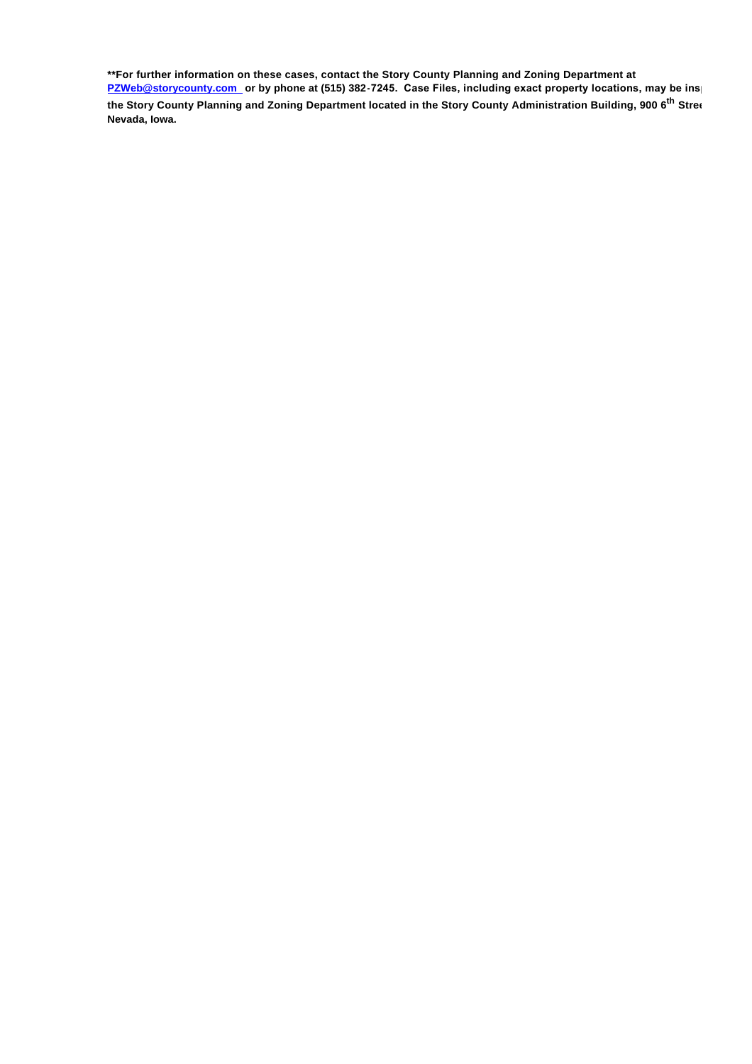**For further information on these cases, contact the Story County Planning and Zoning Department at PZWeb@storycounty.com or by phone at (515) 382-7245. Case Files, including exact property locations, may be insp the Story County Planning and Zoning Department located in the Story County Administration Building, 900 6th Stree Nevada, Iowa.**